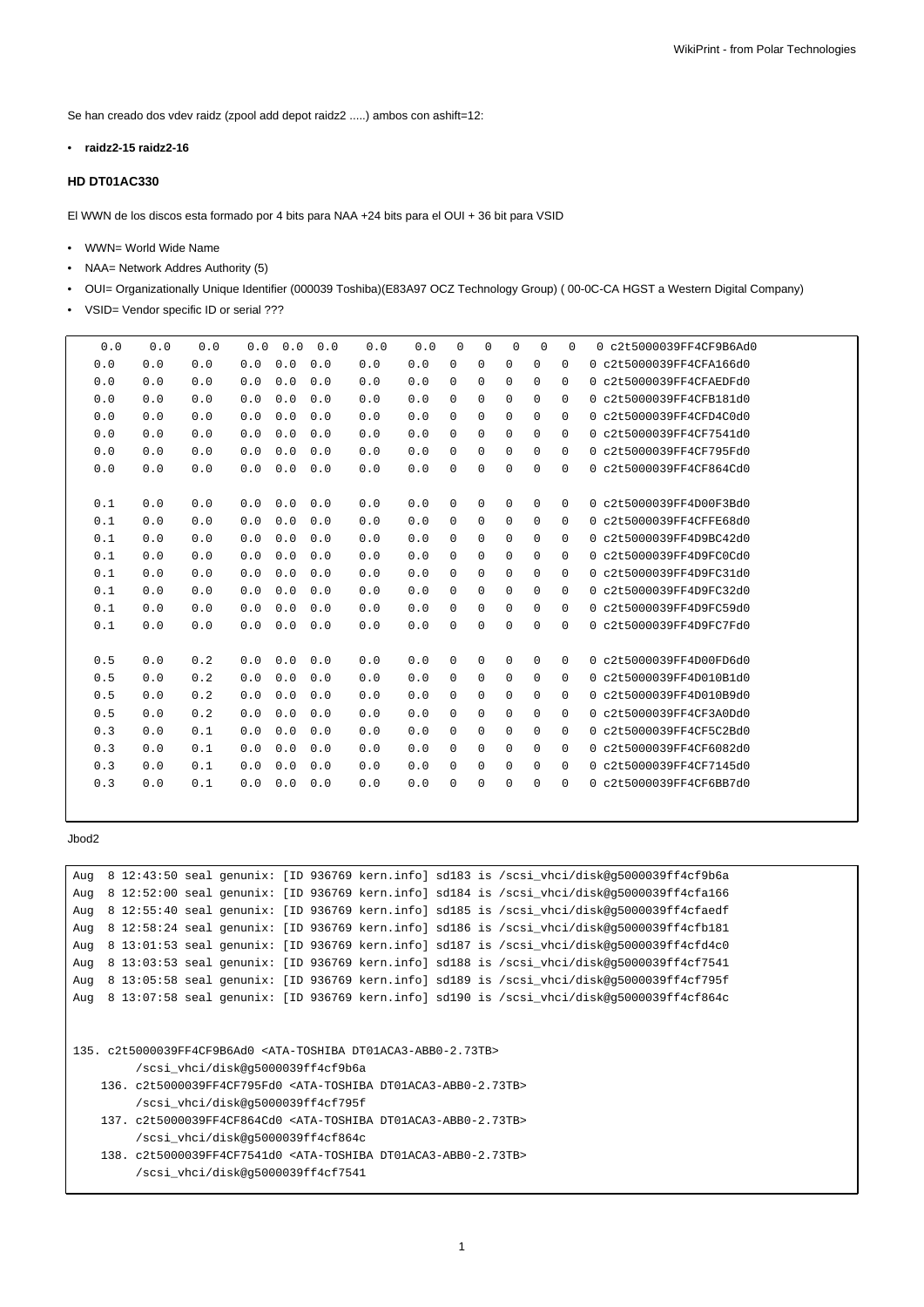Se han creado dos vdev raidz (zpool add depot raidz2 .....) ambos con ashift=12:

- **raidz2-15 raidz2-16**

### HD DT01AC330

El WWN de los discos esta formado por 4 bits para NAA +24 bits para el OUI + 36 bit para VSID

- WWN= World Wide Name
- NAA= Network Addres Authority (5)
- OUI= Organizationally Unique Identifier (000039 Toshiba)(E83A97 OCZ Technology Group) ( 00-0C-CA HGST a Western Digital Company)
- VSID= Vendor specific ID or serial ???

```
  0.0    0.0    0.0    0.0  0.0  0.0    0.0    0.0   0   0   0   0   0   0 c2t5000039FF4CF9B6Ad0
  0.0    0.0    0.0    0.0  0.0  0.0    0.0    0.0   0   0   0   0   0   0 c2t5000039FF4CFA166d0
  0.0    0.0    0.0    0.0  0.0  0.0    0.0    0.0   0   0   0   0   0   0 c2t5000039FF4CFAEDFd0
  0.0    0.0    0.0    0.0  0.0  0.0    0.0    0.0   0   0   0   0   0   0 c2t5000039FF4CFB181d0
  0.0    0.0    0.0    0.0  0.0  0.0    0.0    0.0   0   0   0   0   0   0 c2t5000039FF4CFD4C0d0
  0.0    0.0    0.0    0.0  0.0  0.0    0.0    0.0   0   0   0   0   0   0 c2t5000039FF4CF7541d0
  0.0    0.0    0.0    0.0  0.0  0.0    0.0    0.0   0   0   0   0   0   0 c2t5000039FF4CF795Fd0
  0.0    0.0    0.0    0.0  0.0  0.0    0.0    0.0   0   0   0   0   0   0 c2t5000039FF4CF864Cd0

  0.1    0.0    0.0    0.0  0.0  0.0    0.0    0.0   0   0   0   0   0   0 c2t5000039FF4D00F3Bd0
  0.1    0.0    0.0    0.0  0.0  0.0    0.0    0.0   0   0   0   0   0   0 c2t5000039FF4CFFE68d0
  0.1    0.0    0.0    0.0  0.0  0.0    0.0    0.0   0   0   0   0   0   0 c2t5000039FF4D9BC42d0
  0.1    0.0    0.0    0.0  0.0  0.0    0.0    0.0   0   0   0   0   0   0 c2t5000039FF4D9FC0Cd0
  0.1    0.0    0.0    0.0  0.0  0.0    0.0    0.0   0   0   0   0   0   0 c2t5000039FF4D9FC31d0
  0.1    0.0    0.0    0.0  0.0  0.0    0.0    0.0   0   0   0   0   0   0 c2t5000039FF4D9FC32d0
  0.1    0.0    0.0    0.0  0.0  0.0    0.0    0.0   0   0   0   0   0   0 c2t5000039FF4D9FC59d0
  0.1    0.0    0.0    0.0  0.0  0.0    0.0    0.0   0   0   0   0   0   0 c2t5000039FF4D9FC7Fd0

  0.5    0.0    0.2    0.0  0.0  0.0    0.0    0.0   0   0   0   0   0   0 c2t5000039FF4D00FD6d0
  0.5    0.0    0.2    0.0  0.0  0.0    0.0    0.0   0   0   0   0   0   0 c2t5000039FF4D010B1d0
  0.5    0.0    0.2    0.0  0.0  0.0    0.0    0.0   0   0   0   0   0   0 c2t5000039FF4D010B9d0
  0.5    0.0    0.2    0.0  0.0  0.0    0.0    0.0   0   0   0   0   0   0 c2t5000039FF4CF3A0Dd0
  0.3    0.0    0.1    0.0  0.0  0.0    0.0    0.0   0   0   0   0   0   0 c2t5000039FF4CF5C2Bd0
  0.3    0.0    0.1    0.0  0.0  0.0    0.0    0.0   0   0   0   0   0   0 c2t5000039FF4CF6082d0
  0.3    0.0    0.1    0.0  0.0  0.0    0.0    0.0   0   0   0   0   0   0 c2t5000039FF4CF7145d0
  0.3    0.0    0.1    0.0  0.0  0.0    0.0    0.0   0   0   0   0   0   0 c2t5000039FF4CF6BB7d0
```

Jbod2

```
Aug  8 12:43:50 seal genunix: [ID 936769 kern.info] sd183 is /scsi_vhci/disk@g5000039ff4cf9b6a
Aug  8 12:52:00 seal genunix: [ID 936769 kern.info] sd184 is /scsi_vhci/disk@g5000039ff4cfa166
Aug  8 12:55:40 seal genunix: [ID 936769 kern.info] sd185 is /scsi_vhci/disk@g5000039ff4cfaedf
Aug  8 12:58:24 seal genunix: [ID 936769 kern.info] sd186 is /scsi_vhci/disk@g5000039ff4cfb181
Aug  8 13:01:53 seal genunix: [ID 936769 kern.info] sd187 is /scsi_vhci/disk@g5000039ff4cfd4c0
Aug  8 13:03:53 seal genunix: [ID 936769 kern.info] sd188 is /scsi_vhci/disk@g5000039ff4cf7541
Aug  8 13:05:58 seal genunix: [ID 936769 kern.info] sd189 is /scsi_vhci/disk@g5000039ff4cf795f
Aug  8 13:07:58 seal genunix: [ID 936769 kern.info] sd190 is /scsi_vhci/disk@g5000039ff4cf864c


135. c2t5000039FF4CF9B6Ad0 <ATA-TOSHIBA DT01ACA3-ABB0-2.73TB>
        /scsi_vhci/disk@g5000039ff4cf9b6a
    136. c2t5000039FF4CF795Fd0 <ATA-TOSHIBA DT01ACA3-ABB0-2.73TB>
        /scsi_vhci/disk@g5000039ff4cf795f
    137. c2t5000039FF4CF864Cd0 <ATA-TOSHIBA DT01ACA3-ABB0-2.73TB>
        /scsi_vhci/disk@g5000039ff4cf864c
    138. c2t5000039FF4CF7541d0 <ATA-TOSHIBA DT01ACA3-ABB0-2.73TB>
        /scsi_vhci/disk@g5000039ff4cf7541
```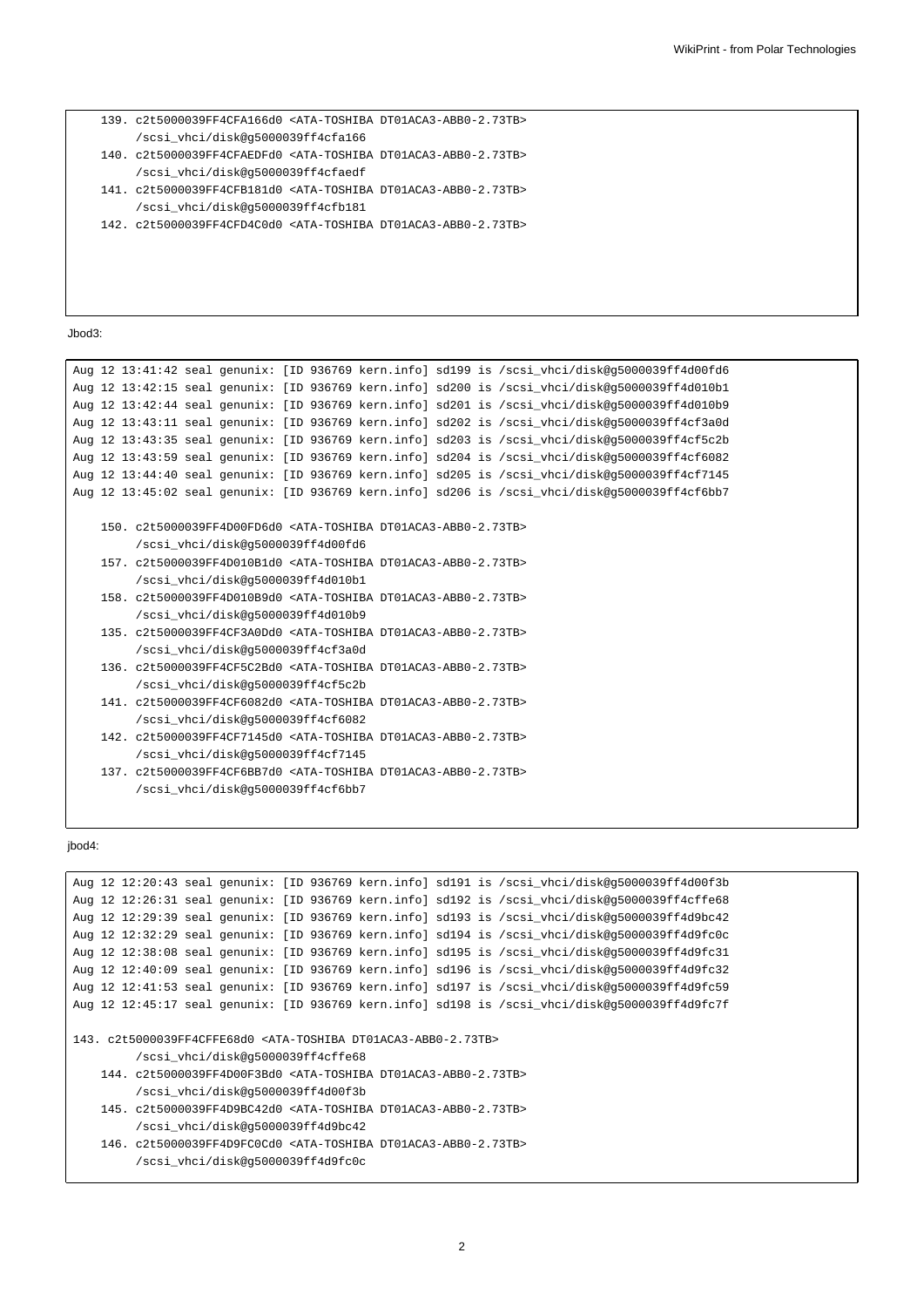```
    139. c2t5000039FF4CFA166d0 <ATA-TOSHIBA DT01ACA3-ABB0-2.73TB>
         /scsi_vhci/disk@g5000039ff4cfa166
    140. c2t5000039FF4CFAEDFd0 <ATA-TOSHIBA DT01ACA3-ABB0-2.73TB>
         /scsi_vhci/disk@g5000039ff4cfaedf
    141. c2t5000039FF4CFB181d0 <ATA-TOSHIBA DT01ACA3-ABB0-2.73TB>
         /scsi_vhci/disk@g5000039ff4cfb181
    142. c2t5000039FF4CFD4C0d0 <ATA-TOSHIBA DT01ACA3-ABB0-2.73TB>
```

Jbod3:

```
Aug 12 13:41:42 seal genunix: [ID 936769 kern.info] sd199 is /scsi_vhci/disk@g5000039ff4d00fd6
Aug 12 13:42:15 seal genunix: [ID 936769 kern.info] sd200 is /scsi_vhci/disk@g5000039ff4d010b1
Aug 12 13:42:44 seal genunix: [ID 936769 kern.info] sd201 is /scsi_vhci/disk@g5000039ff4d010b9
Aug 12 13:43:11 seal genunix: [ID 936769 kern.info] sd202 is /scsi_vhci/disk@g5000039ff4cf3a0d
Aug 12 13:43:35 seal genunix: [ID 936769 kern.info] sd203 is /scsi_vhci/disk@g5000039ff4cf5c2b
Aug 12 13:43:59 seal genunix: [ID 936769 kern.info] sd204 is /scsi_vhci/disk@g5000039ff4cf6082
Aug 12 13:44:40 seal genunix: [ID 936769 kern.info] sd205 is /scsi_vhci/disk@g5000039ff4cf7145
Aug 12 13:45:02 seal genunix: [ID 936769 kern.info] sd206 is /scsi_vhci/disk@g5000039ff4cf6bb7

    150. c2t5000039FF4D00FD6d0 <ATA-TOSHIBA DT01ACA3-ABB0-2.73TB>
         /scsi_vhci/disk@g5000039ff4d00fd6
    157. c2t5000039FF4D010B1d0 <ATA-TOSHIBA DT01ACA3-ABB0-2.73TB>
         /scsi_vhci/disk@g5000039ff4d010b1
    158. c2t5000039FF4D010B9d0 <ATA-TOSHIBA DT01ACA3-ABB0-2.73TB>
         /scsi_vhci/disk@g5000039ff4d010b9
    135. c2t5000039FF4CF3A0Dd0 <ATA-TOSHIBA DT01ACA3-ABB0-2.73TB>
         /scsi_vhci/disk@g5000039ff4cf3a0d
    136. c2t5000039FF4CF5C2Bd0 <ATA-TOSHIBA DT01ACA3-ABB0-2.73TB>
         /scsi_vhci/disk@g5000039ff4cf5c2b
    141. c2t5000039FF4CF6082d0 <ATA-TOSHIBA DT01ACA3-ABB0-2.73TB>
         /scsi_vhci/disk@g5000039ff4cf6082
    142. c2t5000039FF4CF7145d0 <ATA-TOSHIBA DT01ACA3-ABB0-2.73TB>
         /scsi_vhci/disk@g5000039ff4cf7145
    137. c2t5000039FF4CF6BB7d0 <ATA-TOSHIBA DT01ACA3-ABB0-2.73TB>
         /scsi_vhci/disk@g5000039ff4cf6bb7
```

jbod4:

```
Aug 12 12:20:43 seal genunix: [ID 936769 kern.info] sd191 is /scsi_vhci/disk@g5000039ff4d00f3b
Aug 12 12:26:31 seal genunix: [ID 936769 kern.info] sd192 is /scsi_vhci/disk@g5000039ff4cffe68
Aug 12 12:29:39 seal genunix: [ID 936769 kern.info] sd193 is /scsi_vhci/disk@g5000039ff4d9bc42
Aug 12 12:32:29 seal genunix: [ID 936769 kern.info] sd194 is /scsi_vhci/disk@g5000039ff4d9fc0c
Aug 12 12:38:08 seal genunix: [ID 936769 kern.info] sd195 is /scsi_vhci/disk@g5000039ff4d9fc31
Aug 12 12:40:09 seal genunix: [ID 936769 kern.info] sd196 is /scsi_vhci/disk@g5000039ff4d9fc32
Aug 12 12:41:53 seal genunix: [ID 936769 kern.info] sd197 is /scsi_vhci/disk@g5000039ff4d9fc59
Aug 12 12:45:17 seal genunix: [ID 936769 kern.info] sd198 is /scsi_vhci/disk@g5000039ff4d9fc7f

143. c2t5000039FF4CFFE68d0 <ATA-TOSHIBA DT01ACA3-ABB0-2.73TB>
         /scsi_vhci/disk@g5000039ff4cffe68
    144. c2t5000039FF4D00F3Bd0 <ATA-TOSHIBA DT01ACA3-ABB0-2.73TB>
         /scsi_vhci/disk@g5000039ff4d00f3b
    145. c2t5000039FF4D9BC42d0 <ATA-TOSHIBA DT01ACA3-ABB0-2.73TB>
         /scsi_vhci/disk@g5000039ff4d9bc42
    146. c2t5000039FF4D9FC0Cd0 <ATA-TOSHIBA DT01ACA3-ABB0-2.73TB>
         /scsi_vhci/disk@g5000039ff4d9fc0c
```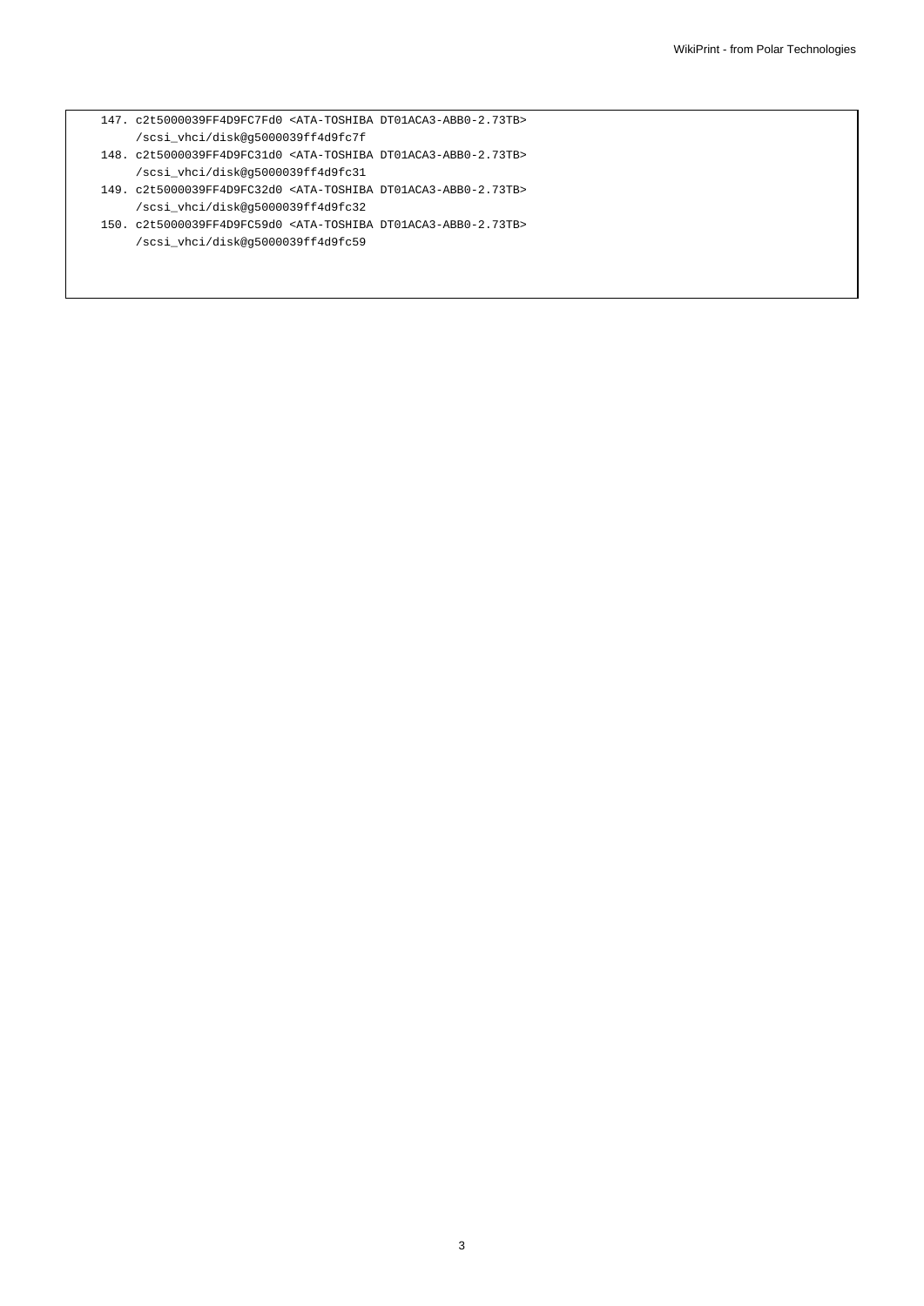```
147. c2t5000039FF4D9FC7Fd0 <ATA-TOSHIBA DT01ACA3-ABB0-2.73TB>
     /scsi_vhci/disk@g5000039ff4d9fc7f
148. c2t5000039FF4D9FC31d0 <ATA-TOSHIBA DT01ACA3-ABB0-2.73TB>
     /scsi_vhci/disk@g5000039ff4d9fc31
149. c2t5000039FF4D9FC32d0 <ATA-TOSHIBA DT01ACA3-ABB0-2.73TB>
     /scsi_vhci/disk@g5000039ff4d9fc32
150. c2t5000039FF4D9FC59d0 <ATA-TOSHIBA DT01ACA3-ABB0-2.73TB>
     /scsi_vhci/disk@g5000039ff4d9fc59
```